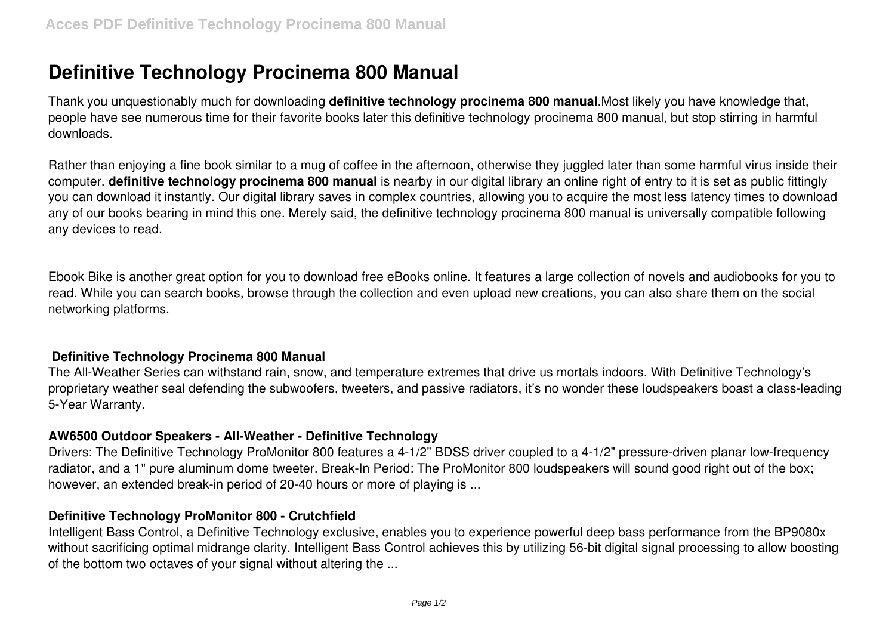# Definitive Technology Procinema 800 Manual

Thank you unquestionably much for downloading **definitive technology procinema 800 manual**.Most likely you have knowledge that, people have see numerous time for their favorite books later this definitive technology procinema 800 manual, but stop stirring in harmful downloads.

Rather than enjoying a fine book similar to a mug of coffee in the afternoon, otherwise they juggled later than some harmful virus inside their computer. **definitive technology procinema 800 manual** is nearby in our digital library an online right of entry to it is set as public fittingly you can download it instantly. Our digital library saves in complex countries, allowing you to acquire the most less latency times to download any of our books bearing in mind this one. Merely said, the definitive technology procinema 800 manual is universally compatible following any devices to read.

Ebook Bike is another great option for you to download free eBooks online. It features a large collection of novels and audiobooks for you to read. While you can search books, browse through the collection and even upload new creations, you can also share them on the social networking platforms.

### Definitive Technology Procinema 800 Manual

The All-Weather Series can withstand rain, snow, and temperature extremes that drive us mortals indoors. With Definitive Technology's proprietary weather seal defending the subwoofers, tweeters, and passive radiators, it's no wonder these loudspeakers boast a class-leading 5-Year Warranty.

### AW6500 Outdoor Speakers - All-Weather - Definitive Technology

Drivers: The Definitive Technology ProMonitor 800 features a 4-1/2" BDSS driver coupled to a 4-1/2" pressure-driven planar low-frequency radiator, and a 1" pure aluminum dome tweeter. Break-In Period: The ProMonitor 800 loudspeakers will sound good right out of the box; however, an extended break-in period of 20-40 hours or more of playing is ...

### Definitive Technology ProMonitor 800 - Crutchfield

Intelligent Bass Control, a Definitive Technology exclusive, enables you to experience powerful deep bass performance from the BP9080x without sacrificing optimal midrange clarity. Intelligent Bass Control achieves this by utilizing 56-bit digital signal processing to allow boosting of the bottom two octaves of your signal without altering the ...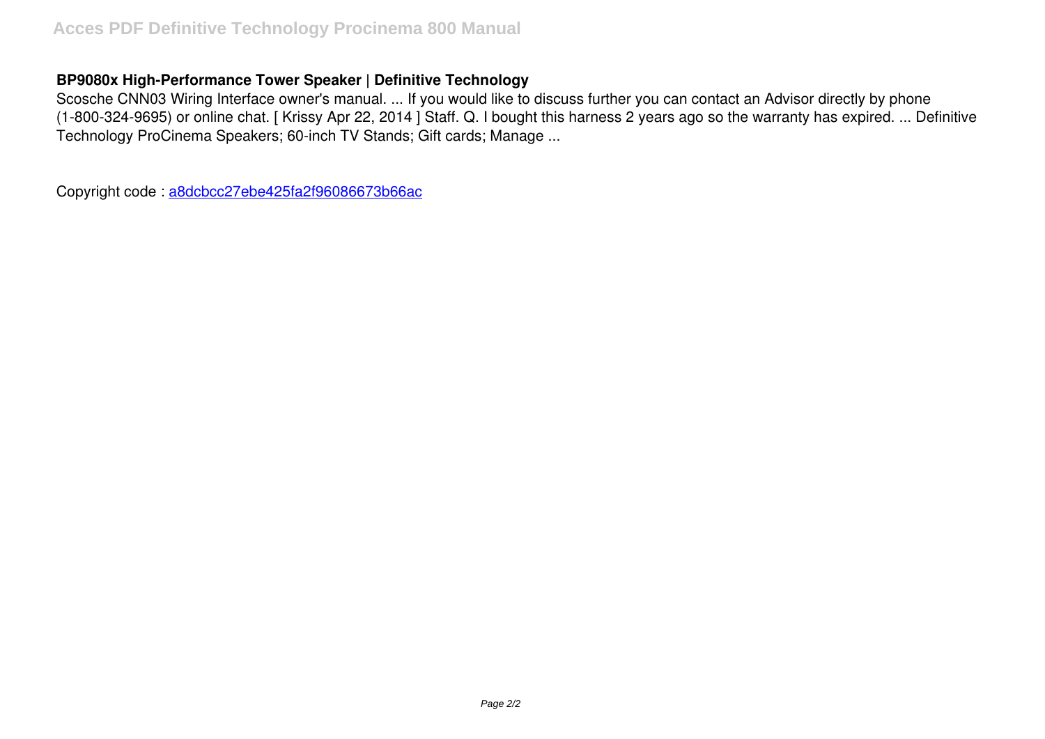**BP9080x High-Performance Tower Speaker | Definitive Technology**

Scosche CNN03 Wiring Interface owner's manual. ... If you would like to discuss further you can contact an Advisor directly by phone (1-800-324-9695) or online chat. [ Krissy Apr 22, 2014 ] Staff. Q. I bought this harness 2 years ago so the warranty has expired. ... Definitive Technology ProCinema Speakers; 60-inch TV Stands; Gift cards; Manage ...

Copyright code : a8dcbcc27ebe425fa2f96086673b66ac